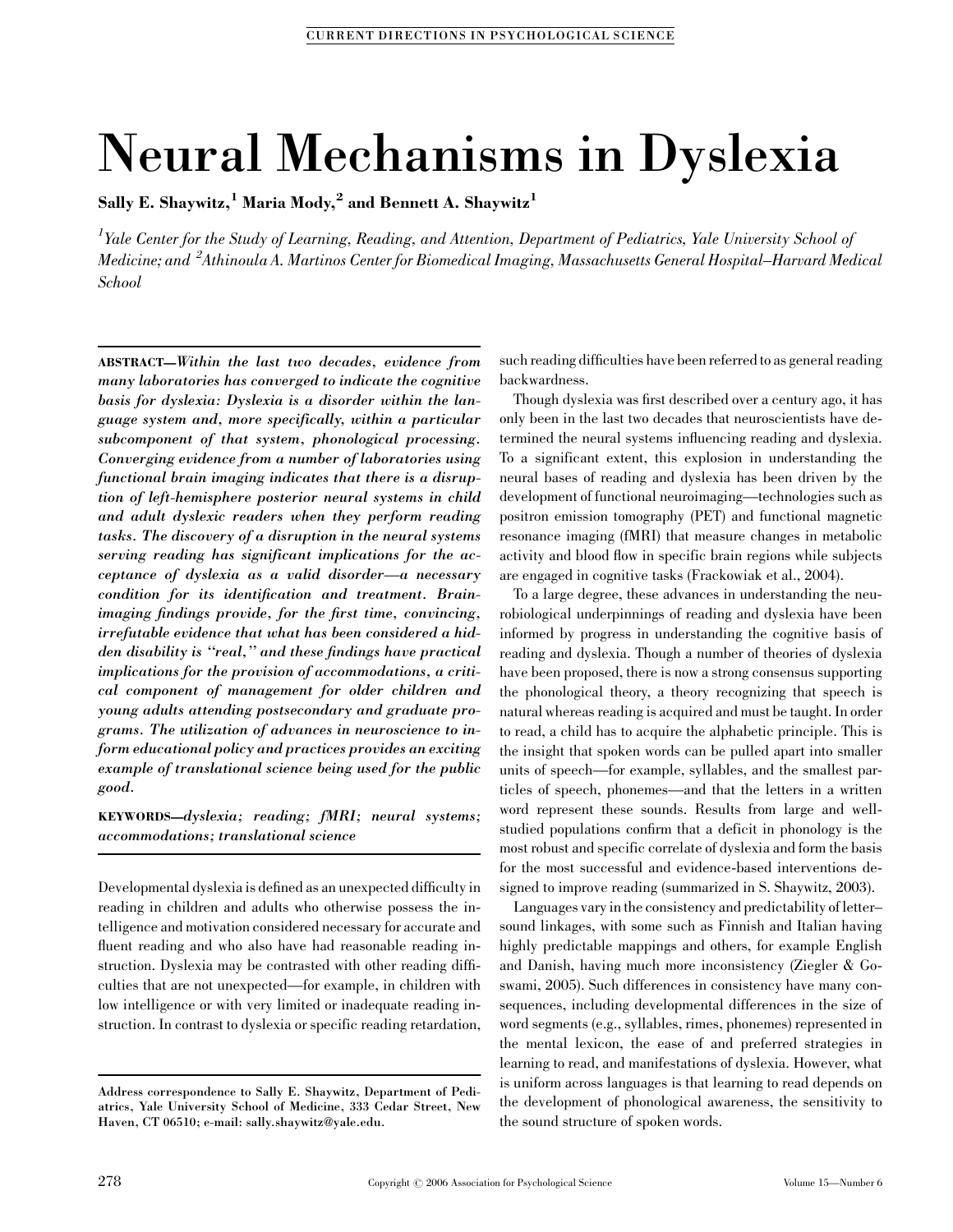# Neural Mechanisms in Dyslexia

**Sally E. Shaywitz,[1] Maria Mody,[2] and Bennett A. Shaywitz[1]**

*[1]Yale Center for the Study of Learning, Reading, and Attention, Department of Pediatrics, Yale University School of Medicine; and [2]Athinoula A. Martinos Center for Biomedical Imaging, Massachusetts General Hospital–Harvard Medical School*

**ABSTRACT**—*Within the last two decades, evidence from many laboratories has converged to indicate the cognitive basis for dyslexia: Dyslexia is a disorder within the language system and, more specifically, within a particular subcomponent of that system, phonological processing. Converging evidence from a number of laboratories using functional brain imaging indicates that there is a disruption of left-hemisphere posterior neural systems in child and adult dyslexic readers when they perform reading tasks. The discovery of a disruption in the neural systems serving reading has significant implications for the acceptance of dyslexia as a valid disorder—a necessary condition for its identification and treatment. Brain-imaging findings provide, for the first time, convincing, irrefutable evidence that what has been considered a hidden disability is "real," and these findings have practical implications for the provision of accommodations, a critical component of management for older children and young adults attending postsecondary and graduate programs. The utilization of advances in neuroscience to inform educational policy and practices provides an exciting example of translational science being used for the public good.*

**KEYWORDS**—*dyslexia; reading; fMRI; neural systems; accommodations; translational science*

Developmental dyslexia is defined as an unexpected difficulty in reading in children and adults who otherwise possess the intelligence and motivation considered necessary for accurate and fluent reading and who also have had reasonable reading instruction. Dyslexia may be contrasted with other reading difficulties that are not unexpected—for example, in children with low intelligence or with very limited or inadequate reading instruction. In contrast to dyslexia or specific reading retardation, such reading difficulties have been referred to as general reading backwardness.

Though dyslexia was first described over a century ago, it has only been in the last two decades that neuroscientists have determined the neural systems influencing reading and dyslexia. To a significant extent, this explosion in understanding the neural bases of reading and dyslexia has been driven by the development of functional neuroimaging—technologies such as positron emission tomography (PET) and functional magnetic resonance imaging (fMRI) that measure changes in metabolic activity and blood flow in specific brain regions while subjects are engaged in cognitive tasks (Frackowiak et al., 2004).

To a large degree, these advances in understanding the neurobiological underpinnings of reading and dyslexia have been informed by progress in understanding the cognitive basis of reading and dyslexia. Though a number of theories of dyslexia have been proposed, there is now a strong consensus supporting the phonological theory, a theory recognizing that speech is natural whereas reading is acquired and must be taught. In order to read, a child has to acquire the alphabetic principle. This is the insight that spoken words can be pulled apart into smaller units of speech—for example, syllables, and the smallest particles of speech, phonemes—and that the letters in a written word represent these sounds. Results from large and well-studied populations confirm that a deficit in phonology is the most robust and specific correlate of dyslexia and form the basis for the most successful and evidence-based interventions designed to improve reading (summarized in S. Shaywitz, 2003).

Languages vary in the consistency and predictability of letter–sound linkages, with some such as Finnish and Italian having highly predictable mappings and others, for example English and Danish, having much more inconsistency (Ziegler & Goswami, 2005). Such differences in consistency have many consequences, including developmental differences in the size of word segments (e.g., syllables, rimes, phonemes) represented in the mental lexicon, the ease of and preferred strategies in learning to read, and manifestations of dyslexia. However, what is uniform across languages is that learning to read depends on the development of phonological awareness, the sensitivity to the sound structure of spoken words.

Address correspondence to Sally E. Shaywitz, Department of Pediatrics, Yale University School of Medicine, 333 Cedar Street, New Haven, CT 06510; e-mail: sally.shaywitz@yale.edu.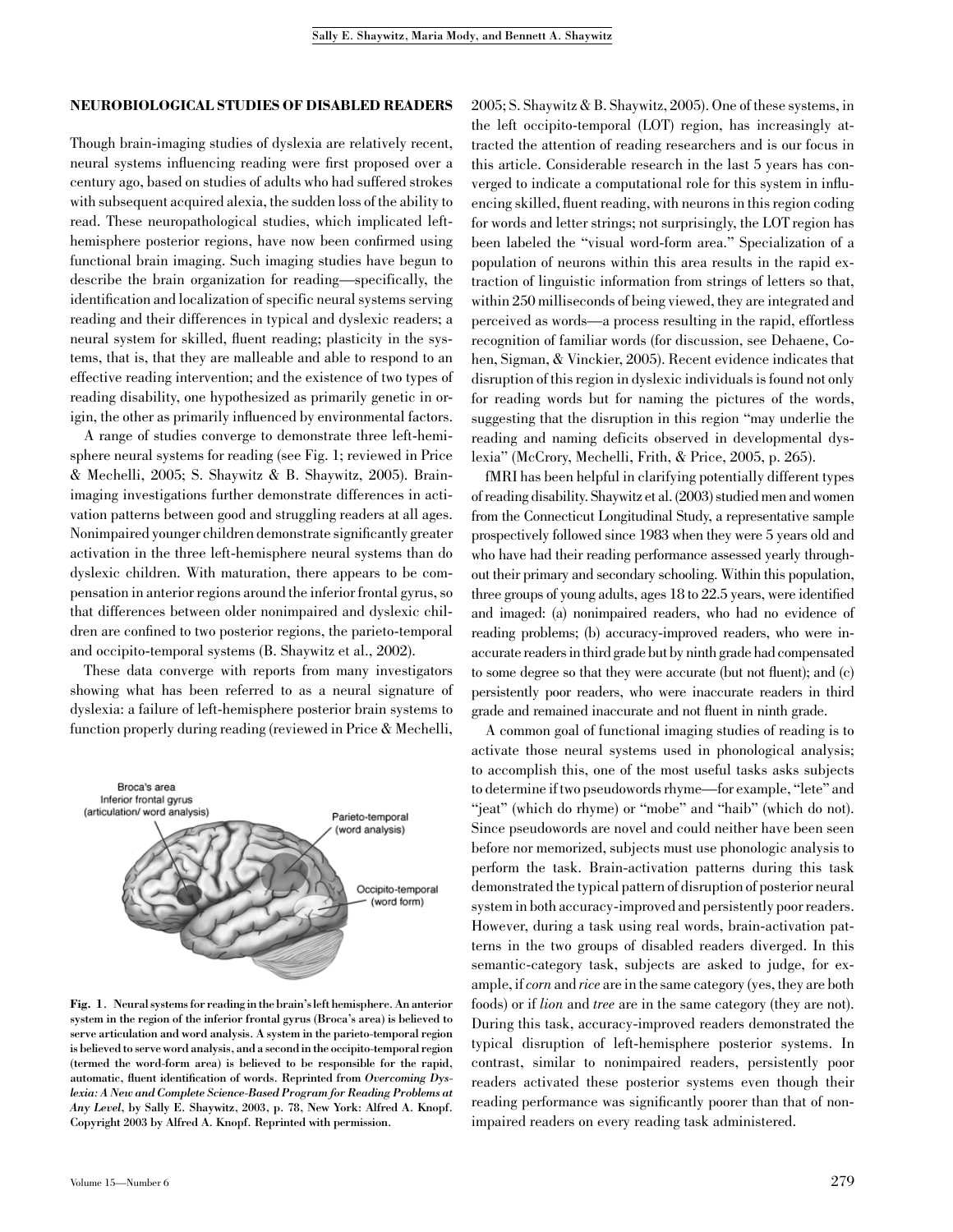## NEUROBIOLOGICAL STUDIES OF DISABLED READERS

Though brain-imaging studies of dyslexia are relatively recent, neural systems influencing reading were first proposed over a century ago, based on studies of adults who had suffered strokes with subsequent acquired alexia, the sudden loss of the ability to read. These neuropathological studies, which implicated left-hemisphere posterior regions, have now been confirmed using functional brain imaging. Such imaging studies have begun to describe the brain organization for reading—specifically, the identification and localization of specific neural systems serving reading and their differences in typical and dyslexic readers; a neural system for skilled, fluent reading; plasticity in the systems, that is, that they are malleable and able to respond to an effective reading intervention; and the existence of two types of reading disability, one hypothesized as primarily genetic in origin, the other as primarily influenced by environmental factors.

A range of studies converge to demonstrate three left-hemisphere neural systems for reading (see Fig. 1; reviewed in Price & Mechelli, 2005; S. Shaywitz & B. Shaywitz, 2005). Brain-imaging investigations further demonstrate differences in activation patterns between good and struggling readers at all ages. Nonimpaired younger children demonstrate significantly greater activation in the three left-hemisphere neural systems than do dyslexic children. With maturation, there appears to be compensation in anterior regions around the inferior frontal gyrus, so that differences between older nonimpaired and dyslexic children are confined to two posterior regions, the parieto-temporal and occipito-temporal systems (B. Shaywitz et al., 2002).

These data converge with reports from many investigators showing what has been referred to as a neural signature of dyslexia: a failure of left-hemisphere posterior brain systems to function properly during reading (reviewed in Price & Mechelli, 2005; S. Shaywitz & B. Shaywitz, 2005). One of these systems, in the left occipito-temporal (LOT) region, has increasingly attracted the attention of reading researchers and is our focus in this article. Considerable research in the last 5 years has converged to indicate a computational role for this system in influencing skilled, fluent reading, with neurons in this region coding for words and letter strings; not surprisingly, the LOT region has been labeled the "visual word-form area." Specialization of a population of neurons within this area results in the rapid extraction of linguistic information from strings of letters so that, within 250 milliseconds of being viewed, they are integrated and perceived as words—a process resulting in the rapid, effortless recognition of familiar words (for discussion, see Dehaene, Cohen, Sigman, & Vinckier, 2005). Recent evidence indicates that disruption of this region in dyslexic individuals is found not only for reading words but for naming the pictures of the words, suggesting that the disruption in this region "may underlie the reading and naming deficits observed in developmental dyslexia" (McCrory, Mechelli, Frith, & Price, 2005, p. 265).

Broca's area
Inferior frontal gyrus
(articulation/ word analysis)

Parieto-temporal
(word analysis)

Occipito-temporal
(word form)

**Fig. 1.** **Neural systems for reading in the brain's left hemisphere. An anterior system in the region of the inferior frontal gyrus (Broca's area) is believed to serve articulation and word analysis. A system in the parieto-temporal region is believed to serve word analysis, and a second in the occipito-temporal region (termed the word-form area) is believed to be responsible for the rapid, automatic, fluent identification of words. Reprinted from *Overcoming Dyslexia: A New and Complete Science-Based Program for Reading Problems at Any Level*, by Sally E. Shaywitz, 2003, p. 78, New York: Alfred A. Knopf. Copyright 2003 by Alfred A. Knopf. Reprinted with permission.**

fMRI has been helpful in clarifying potentially different types of reading disability. Shaywitz et al. (2003) studied men and women from the Connecticut Longitudinal Study, a representative sample prospectively followed since 1983 when they were 5 years old and who have had their reading performance assessed yearly throughout their primary and secondary schooling. Within this population, three groups of young adults, ages 18 to 22.5 years, were identified and imaged: (a) nonimpaired readers, who had no evidence of reading problems; (b) accuracy-improved readers, who were inaccurate readers in third grade but by ninth grade had compensated to some degree so that they were accurate (but not fluent); and (c) persistently poor readers, who were inaccurate readers in third grade and remained inaccurate and not fluent in ninth grade.

A common goal of functional imaging studies of reading is to activate those neural systems used in phonological analysis; to accomplish this, one of the most useful tasks asks subjects to determine if two pseudowords rhyme—for example, "lete" and "jeat" (which do rhyme) or "mobe" and "haib" (which do not). Since pseudowords are novel and could neither have been seen before nor memorized, subjects must use phonologic analysis to perform the task. Brain-activation patterns during this task demonstrated the typical pattern of disruption of posterior neural system in both accuracy-improved and persistently poor readers. However, during a task using real words, brain-activation patterns in the two groups of disabled readers diverged. In this semantic-category task, subjects are asked to judge, for example, if *corn* and *rice* are in the same category (yes, they are both foods) or if *lion* and *tree* are in the same category (they are not). During this task, accuracy-improved readers demonstrated the typical disruption of left-hemisphere posterior systems. In contrast, similar to nonimpaired readers, persistently poor readers activated these posterior systems even though their reading performance was significantly poorer than that of nonimpaired readers on every reading task administered.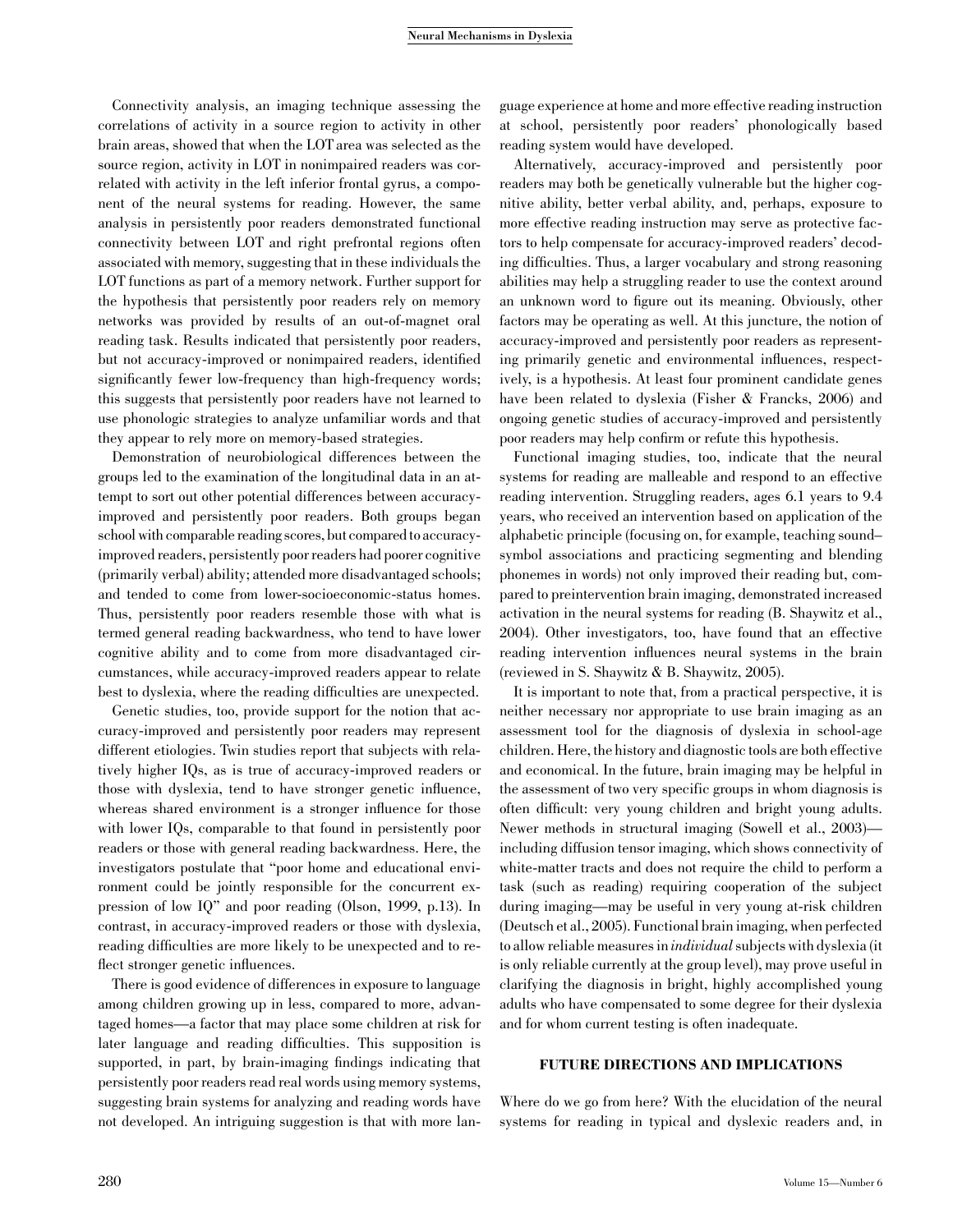Connectivity analysis, an imaging technique assessing the correlations of activity in a source region to activity in other brain areas, showed that when the LOT area was selected as the source region, activity in LOT in nonimpaired readers was correlated with activity in the left inferior frontal gyrus, a component of the neural systems for reading. However, the same analysis in persistently poor readers demonstrated functional connectivity between LOT and right prefrontal regions often associated with memory, suggesting that in these individuals the LOT functions as part of a memory network. Further support for the hypothesis that persistently poor readers rely on memory networks was provided by results of an out-of-magnet oral reading task. Results indicated that persistently poor readers, but not accuracy-improved or nonimpaired readers, identified significantly fewer low-frequency than high-frequency words; this suggests that persistently poor readers have not learned to use phonologic strategies to analyze unfamiliar words and that they appear to rely more on memory-based strategies.

Demonstration of neurobiological differences between the groups led to the examination of the longitudinal data in an attempt to sort out other potential differences between accuracy-improved and persistently poor readers. Both groups began school with comparable reading scores, but compared to accuracy-improved readers, persistently poor readers had poorer cognitive (primarily verbal) ability; attended more disadvantaged schools; and tended to come from lower-socioeconomic-status homes. Thus, persistently poor readers resemble those with what is termed general reading backwardness, who tend to have lower cognitive ability and to come from more disadvantaged circumstances, while accuracy-improved readers appear to relate best to dyslexia, where the reading difficulties are unexpected.

Genetic studies, too, provide support for the notion that accuracy-improved and persistently poor readers may represent different etiologies. Twin studies report that subjects with relatively higher IQs, as is true of accuracy-improved readers or those with dyslexia, tend to have stronger genetic influence, whereas shared environment is a stronger influence for those with lower IQs, comparable to that found in persistently poor readers or those with general reading backwardness. Here, the investigators postulate that "poor home and educational environment could be jointly responsible for the concurrent expression of low IQ" and poor reading (Olson, 1999, p.13). In contrast, in accuracy-improved readers or those with dyslexia, reading difficulties are more likely to be unexpected and to reflect stronger genetic influences.

There is good evidence of differences in exposure to language among children growing up in less, compared to more, advantaged homes—a factor that may place some children at risk for later language and reading difficulties. This supposition is supported, in part, by brain-imaging findings indicating that persistently poor readers read real words using memory systems, suggesting brain systems for analyzing and reading words have not developed. An intriguing suggestion is that with more language experience at home and more effective reading instruction at school, persistently poor readers' phonologically based reading system would have developed.

Alternatively, accuracy-improved and persistently poor readers may both be genetically vulnerable but the higher cognitive ability, better verbal ability, and, perhaps, exposure to more effective reading instruction may serve as protective factors to help compensate for accuracy-improved readers' decoding difficulties. Thus, a larger vocabulary and strong reasoning abilities may help a struggling reader to use the context around an unknown word to figure out its meaning. Obviously, other factors may be operating as well. At this juncture, the notion of accuracy-improved and persistently poor readers as representing primarily genetic and environmental influences, respectively, is a hypothesis. At least four prominent candidate genes have been related to dyslexia (Fisher & Francks, 2006) and ongoing genetic studies of accuracy-improved and persistently poor readers may help confirm or refute this hypothesis.

Functional imaging studies, too, indicate that the neural systems for reading are malleable and respond to an effective reading intervention. Struggling readers, ages 6.1 years to 9.4 years, who received an intervention based on application of the alphabetic principle (focusing on, for example, teaching sound–symbol associations and practicing segmenting and blending phonemes in words) not only improved their reading but, compared to preintervention brain imaging, demonstrated increased activation in the neural systems for reading (B. Shaywitz et al., 2004). Other investigators, too, have found that an effective reading intervention influences neural systems in the brain (reviewed in S. Shaywitz & B. Shaywitz, 2005).

It is important to note that, from a practical perspective, it is neither necessary nor appropriate to use brain imaging as an assessment tool for the diagnosis of dyslexia in school-age children. Here, the history and diagnostic tools are both effective and economical. In the future, brain imaging may be helpful in the assessment of two very specific groups in whom diagnosis is often difficult: very young children and bright young adults. Newer methods in structural imaging (Sowell et al., 2003)—including diffusion tensor imaging, which shows connectivity of white-matter tracts and does not require the child to perform a task (such as reading) requiring cooperation of the subject during imaging—may be useful in very young at-risk children (Deutsch et al., 2005). Functional brain imaging, when perfected to allow reliable measures in *individual* subjects with dyslexia (it is only reliable currently at the group level), may prove useful in clarifying the diagnosis in bright, highly accomplished young adults who have compensated to some degree for their dyslexia and for whom current testing is often inadequate.

## FUTURE DIRECTIONS AND IMPLICATIONS

Where do we go from here? With the elucidation of the neural systems for reading in typical and dyslexic readers and, in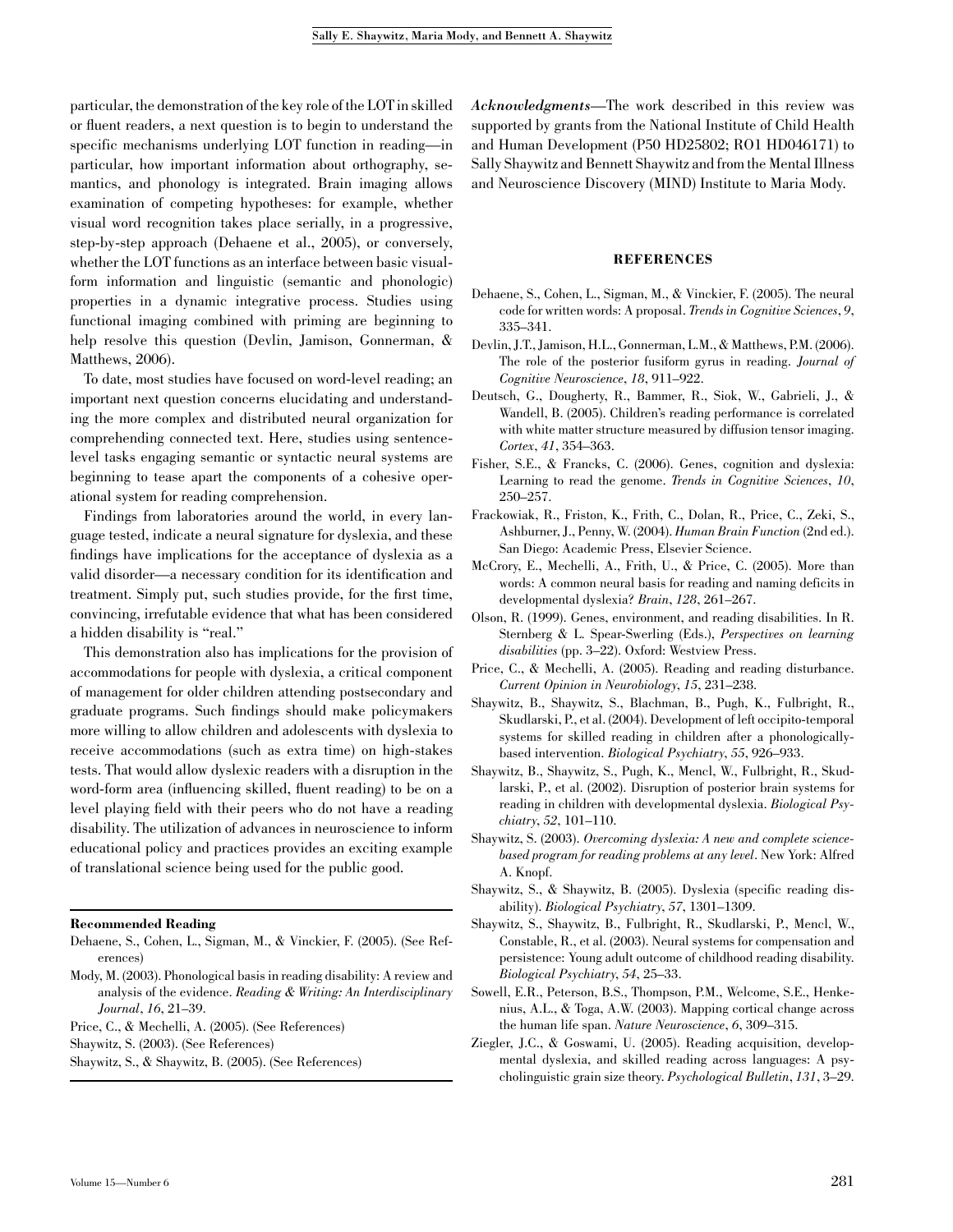particular, the demonstration of the key role of the LOT in skilled or fluent readers, a next question is to begin to understand the specific mechanisms underlying LOT function in reading—in particular, how important information about orthography, semantics, and phonology is integrated. Brain imaging allows examination of competing hypotheses: for example, whether visual word recognition takes place serially, in a progressive, step-by-step approach (Dehaene et al., 2005), or conversely, whether the LOT functions as an interface between basic visual-form information and linguistic (semantic and phonologic) properties in a dynamic integrative process. Studies using functional imaging combined with priming are beginning to help resolve this question (Devlin, Jamison, Gonnerman, & Matthews, 2006).

To date, most studies have focused on word-level reading; an important next question concerns elucidating and understanding the more complex and distributed neural organization for comprehending connected text. Here, studies using sentence-level tasks engaging semantic or syntactic neural systems are beginning to tease apart the components of a cohesive operational system for reading comprehension.

Findings from laboratories around the world, in every language tested, indicate a neural signature for dyslexia, and these findings have implications for the acceptance of dyslexia as a valid disorder—a necessary condition for its identification and treatment. Simply put, such studies provide, for the first time, convincing, irrefutable evidence that what has been considered a hidden disability is "real."

This demonstration also has implications for the provision of accommodations for people with dyslexia, a critical component of management for older children attending postsecondary and graduate programs. Such findings should make policymakers more willing to allow children and adolescents with dyslexia to receive accommodations (such as extra time) on high-stakes tests. That would allow dyslexic readers with a disruption in the word-form area (influencing skilled, fluent reading) to be on a level playing field with their peers who do not have a reading disability. The utilization of advances in neuroscience to inform educational policy and practices provides an exciting example of translational science being used for the public good.

**Recommended Reading**

Dehaene, S., Cohen, L., Sigman, M., & Vinckier, F. (2005). (See References)

Mody, M. (2003). Phonological basis in reading disability: A review and analysis of the evidence. *Reading & Writing: An Interdisciplinary Journal*, *16*, 21–39.

Price, C., & Mechelli, A. (2005). (See References)

Shaywitz, S. (2003). (See References)

Shaywitz, S., & Shaywitz, B. (2005). (See References)

***Acknowledgments***—The work described in this review was supported by grants from the National Institute of Child Health and Human Development (P50 HD25802; RO1 HD046171) to Sally Shaywitz and Bennett Shaywitz and from the Mental Illness and Neuroscience Discovery (MIND) Institute to Maria Mody.

## REFERENCES

Dehaene, S., Cohen, L., Sigman, M., & Vinckier, F. (2005). The neural code for written words: A proposal. *Trends in Cognitive Sciences*, *9*, 335–341.

Devlin, J.T., Jamison, H.L., Gonnerman, L.M., & Matthews, P.M. (2006). The role of the posterior fusiform gyrus in reading. *Journal of Cognitive Neuroscience*, *18*, 911–922.

Deutsch, G., Dougherty, R., Bammer, R., Siok, W., Gabrieli, J., & Wandell, B. (2005). Children's reading performance is correlated with white matter structure measured by diffusion tensor imaging. *Cortex*, *41*, 354–363.

Fisher, S.E., & Francks, C. (2006). Genes, cognition and dyslexia: Learning to read the genome. *Trends in Cognitive Sciences*, *10*, 250–257.

Frackowiak, R., Friston, K., Frith, C., Dolan, R., Price, C., Zeki, S., Ashburner, J., Penny, W. (2004). *Human Brain Function* (2nd ed.). San Diego: Academic Press, Elsevier Science.

McCrory, E., Mechelli, A., Frith, U., & Price, C. (2005). More than words: A common neural basis for reading and naming deficits in developmental dyslexia? *Brain*, *128*, 261–267.

Olson, R. (1999). Genes, environment, and reading disabilities. In R. Sternberg & L. Spear-Swerling (Eds.), *Perspectives on learning disabilities* (pp. 3–22). Oxford: Westview Press.

Price, C., & Mechelli, A. (2005). Reading and reading disturbance. *Current Opinion in Neurobiology*, *15*, 231–238.

Shaywitz, B., Shaywitz, S., Blachman, B., Pugh, K., Fulbright, R., Skudlarski, P., et al. (2004). Development of left occipito-temporal systems for skilled reading in children after a phonologically-based intervention. *Biological Psychiatry*, *55*, 926–933.

Shaywitz, B., Shaywitz, S., Pugh, K., Mencl, W., Fulbright, R., Skudlarski, P., et al. (2002). Disruption of posterior brain systems for reading in children with developmental dyslexia. *Biological Psychiatry*, *52*, 101–110.

Shaywitz, S. (2003). *Overcoming dyslexia: A new and complete science-based program for reading problems at any level*. New York: Alfred A. Knopf.

Shaywitz, S., & Shaywitz, B. (2005). Dyslexia (specific reading disability). *Biological Psychiatry*, *57*, 1301–1309.

Shaywitz, S., Shaywitz, B., Fulbright, R., Skudlarski, P., Mencl, W., Constable, R., et al. (2003). Neural systems for compensation and persistence: Young adult outcome of childhood reading disability. *Biological Psychiatry*, *54*, 25–33.

Sowell, E.R., Peterson, B.S., Thompson, P.M., Welcome, S.E., Henkenius, A.L., & Toga, A.W. (2003). Mapping cortical change across the human life span. *Nature Neuroscience*, *6*, 309–315.

Ziegler, J.C., & Goswami, U. (2005). Reading acquisition, developmental dyslexia, and skilled reading across languages: A psycholinguistic grain size theory. *Psychological Bulletin*, *131*, 3–29.